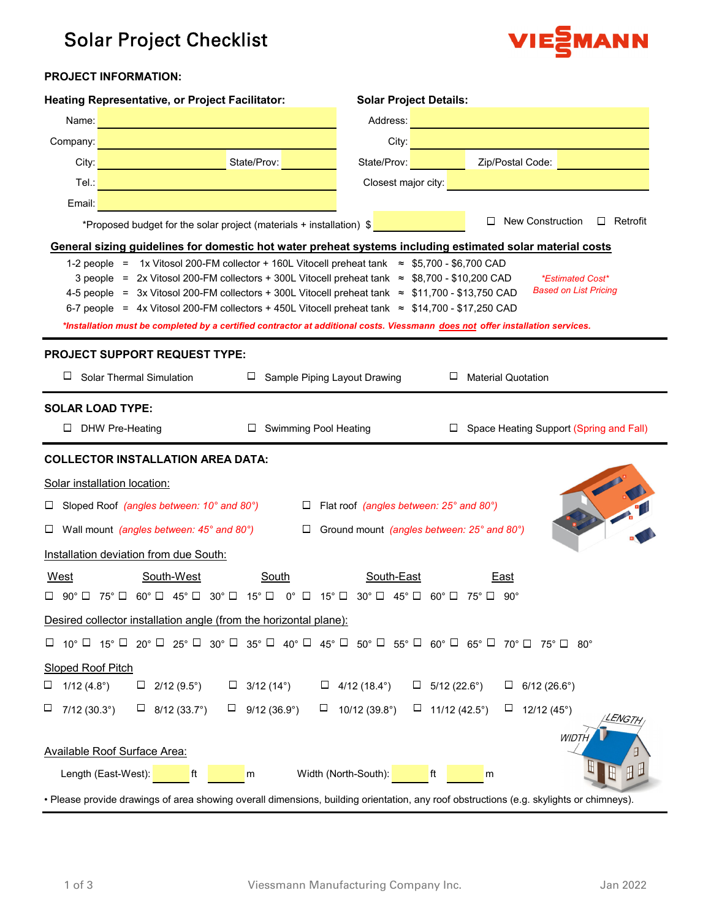# Solar Project Checklist

VIESSMANN

## PROJECT INFORMATION:

**Heating Representative, or Project Facilitator:**

Name: ______

Company: ______

City: ______ State/Prov: ______

Tel.: ______

Email: ______

**Solar Project Details:**

Address: ______

City: ______

State/Prov: ______ Zip/Postal Code: ______

Closest major city: ______

*Proposed budget for the solar project (materials + installation) $ ______

☐ New Construction ☐ Retrofit

**General sizing guidelines for domestic hot water preheat systems including estimated solar material costs**

| | | | | |
|---|---|---|---|---|
| 1-2 people | = | 1x Vitosol 200-FM collector + 160L Vitocell preheat tank | ≈ | $5,700 - $6,700 CAD |
| 3 people | = | 2x Vitosol 200-FM collectors + 300L Vitocell preheat tank | ≈ | $8,700 - $10,200 CAD |
| 4-5 people | = | 3x Vitosol 200-FM collectors + 300L Vitocell preheat tank | ≈ | $11,700 - $13,750 CAD |
| 6-7 people | = | 4x Vitosol 200-FM collectors + 450L Vitocell preheat tank | ≈ | $14,700 - $17,250 CAD |

*\*Estimated Cost\* Based on List Pricing*

***\*Installation must be completed by a certified contractor at additional costs. Viessmann does not offer installation services.***

## PROJECT SUPPORT REQUEST TYPE:

☐ Solar Thermal Simulation ☐ Sample Piping Layout Drawing ☐ Material Quotation

## SOLAR LOAD TYPE:

☐ DHW Pre-Heating ☐ Swimming Pool Heating ☐ Space Heating Support (Spring and Fall)

## COLLECTOR INSTALLATION AREA DATA:

Solar installation location:

☐ Sloped Roof *(angles between: 10° and 80°)* ☐ Flat roof *(angles between: 25° and 80°)*

☐ Wall mount *(angles between: 45° and 80°)* ☐ Ground mount *(angles between: 25° and 80°)*

Installation deviation from due South:

West — South-West — South — South-East — East

☐ 90° ☐ 75° ☐ 60° ☐ 45° ☐ 30° ☐ 15° ☐ 0° ☐ 15° ☐ 30° ☐ 45° ☐ 60° ☐ 75° ☐ 90°

Desired collector installation angle (from the horizontal plane):

☐ 10° ☐ 15° ☐ 20° ☐ 25° ☐ 30° ☐ 35° ☐ 40° ☐ 45° ☐ 50° ☐ 55° ☐ 60° ☐ 65° ☐ 70° ☐ 75° ☐ 80°

Sloped Roof Pitch

☐ 1/12 (4.8°) ☐ 2/12 (9.5°) ☐ 3/12 (14°) ☐ 4/12 (18.4°) ☐ 5/12 (22.6°) ☐ 6/12 (26.6°)

☐ 7/12 (30.3°) ☐ 8/12 (33.7°) ☐ 9/12 (36.9°) ☐ 10/12 (39.8°) ☐ 11/12 (42.5°) ☐ 12/12 (45°)

LENGTH

WIDTH

Available Roof Surface Area:

Length (East-West): ______ ft ______ m Width (North-South): ______ ft ______ m

- Please provide drawings of area showing overall dimensions, building orientation, any roof obstructions (e.g. skylights or chimneys).

Viessmann Manufacturing Company Inc. Jan 2022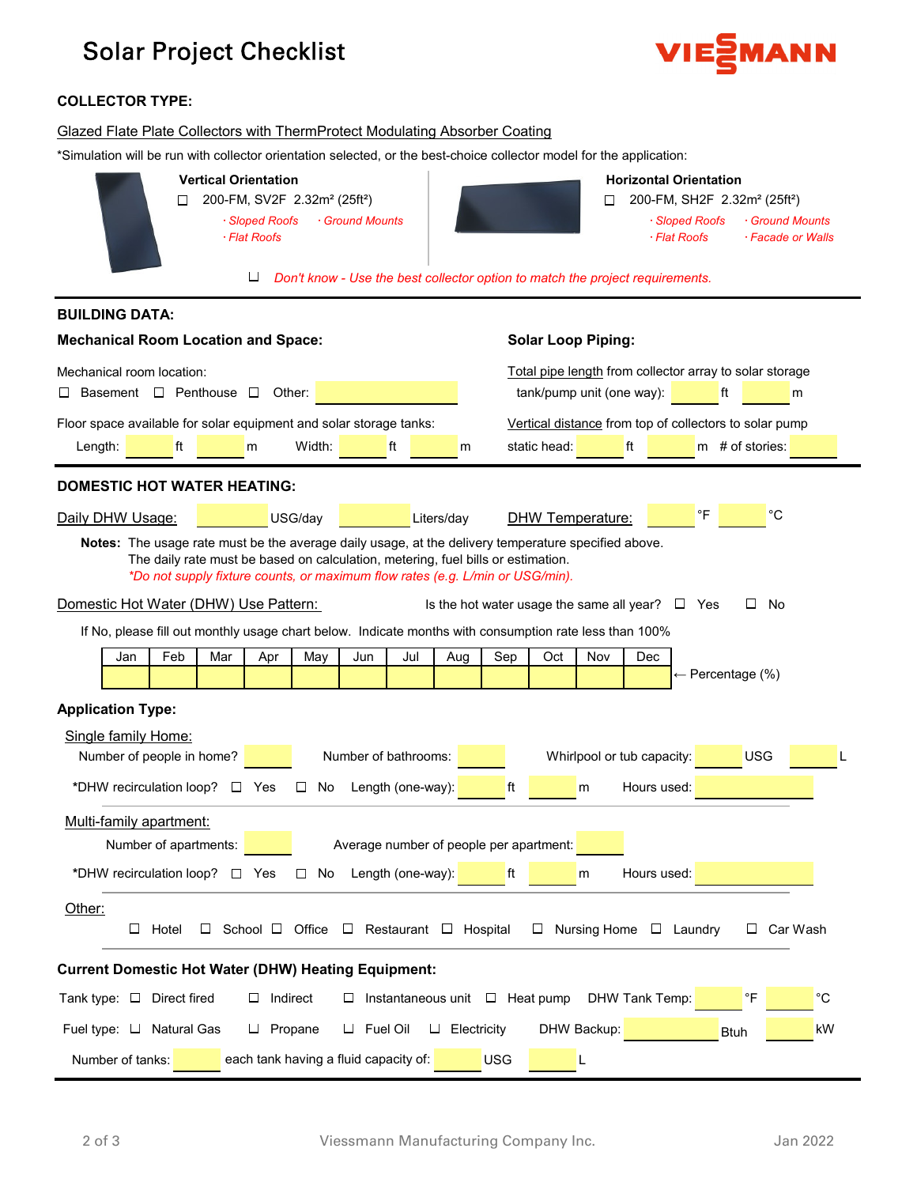# Solar Project Checklist

**COLLECTOR TYPE:**

Glazed Flate Plate Collectors with ThermProtect Modulating Absorber Coating

*Simulation will be run with collector orientation selected, or the best-choice collector model for the application:

**Vertical Orientation**

☐ 200-FM, SV2F 2.32m² (25ft²)

*· Sloped Roofs · Ground Mounts*
*· Flat Roofs*

**Horizontal Orientation**

☐ 200-FM, SH2F 2.32m² (25ft²)

*· Sloped Roofs · Ground Mounts*
*· Flat Roofs · Facade or Walls*

☐ *Don't know - Use the best collector option to match the project requirements.*

**BUILDING DATA:**

**Mechanical Room Location and Space:**

Mechanical room location:
☐ Basement ☐ Penthouse ☐ Other: ________

Floor space available for solar equipment and solar storage tanks:
Length: ____ ft ____ m Width: ____ ft ____ m

**Solar Loop Piping:**

Total pipe length from collector array to solar storage tank/pump unit (one way): ____ ft ____ m

Vertical distance from top of collectors to solar pump static head: ____ ft ____ m # of stories: ____

**DOMESTIC HOT WATER HEATING:**

Daily DHW Usage: ____ USG/day ____ Liters/day DHW Temperature: ____ °F ____ °C

**Notes:** The usage rate must be the average daily usage, at the delivery temperature specified above.
The daily rate must be based on calculation, metering, fuel bills or estimation.
*\*Do not supply fixture counts, or maximum flow rates (e.g. L/min or USG/min).*

Domestic Hot Water (DHW) Use Pattern: Is the hot water usage the same all year? ☐ Yes ☐ No

If No, please fill out monthly usage chart below. Indicate months with consumption rate less than 100%

| Jan | Feb | Mar | Apr | May | Jun | Jul | Aug | Sep | Oct | Nov | Dec | |
|---|---|---|---|---|---|---|---|---|---|---|---|---|
| | | | | | | | | | | | | ← Percentage (%) |

**Application Type:**

Single family Home:

Number of people in home? ____ Number of bathrooms: ____ Whirlpool or tub capacity: ____ USG ____ L

*DHW recirculation loop? ☐ Yes ☐ No Length (one-way): ____ ft ____ m Hours used: ____

Multi-family apartment:

Number of apartments: ____ Average number of people per apartment: ____

*DHW recirculation loop? ☐ Yes ☐ No Length (one-way): ____ ft ____ m Hours used: ____

Other:

☐ Hotel ☐ School ☐ Office ☐ Restaurant ☐ Hospital ☐ Nursing Home ☐ Laundry ☐ Car Wash

**Current Domestic Hot Water (DHW) Heating Equipment:**

Tank type: ☐ Direct fired ☐ Indirect ☐ Instantaneous unit ☐ Heat pump DHW Tank Temp: ____ °F ____ °C

Fuel type: ☐ Natural Gas ☐ Propane ☐ Fuel Oil ☐ Electricity DHW Backup: ____ Btuh ____ kW

Number of tanks: ____ each tank having a fluid capacity of: ____ USG ____ L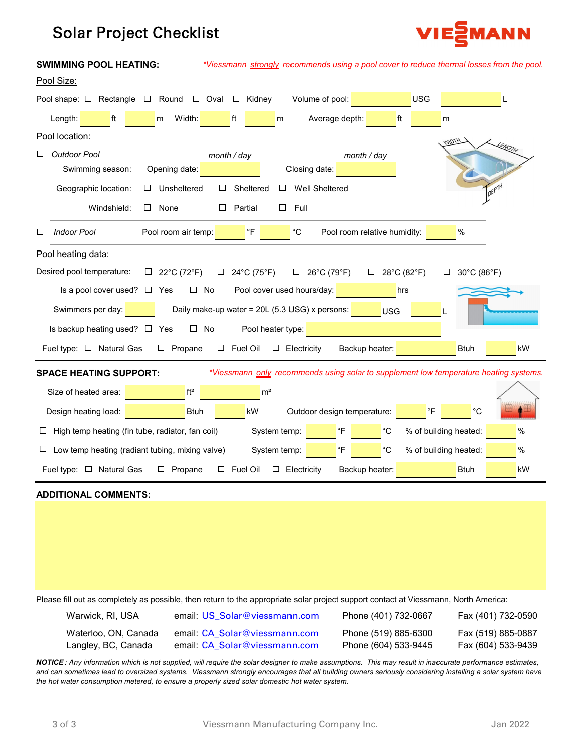# Solar Project Checklist

**SWIMMING POOL HEATING:** *\*Viessmann strongly recommends using a pool cover to reduce thermal losses from the pool.*

Pool Size:

Pool shape: ☐ Rectangle ☐ Round ☐ Oval ☐ Kidney Volume of pool: \_\_\_\_ USG \_\_\_\_ L

Length: \_\_\_\_ ft \_\_\_\_ m Width: \_\_\_\_ ft \_\_\_\_ m Average depth: \_\_\_\_ ft \_\_\_\_ m

Pool location:

☐ *Outdoor Pool*

Swimming season: Opening date: \_\_\_\_ (*month / day*) Closing date: \_\_\_\_ (*month / day*)

Geographic location: ☐ Unsheltered ☐ Sheltered ☐ Well Sheltered

Windshield: ☐ None ☐ Partial ☐ Full

☐ *Indoor Pool* Pool room air temp: \_\_\_\_ °F \_\_\_\_ °C Pool room relative humidity: \_\_\_\_ %

Pool heating data:

Desired pool temperature: ☐ 22°C (72°F) ☐ 24°C (75°F) ☐ 26°C (79°F) ☐ 28°C (82°F) ☐ 30°C (86°F)

Is a pool cover used? ☐ Yes ☐ No Pool cover used hours/day: \_\_\_\_ hrs

Swimmers per day: \_\_\_\_ Daily make-up water = 20L (5.3 USG) x persons: \_\_\_\_ USG \_\_\_\_ L

Is backup heating used? ☐ Yes ☐ No Pool heater type: \_\_\_\_

Fuel type: ☐ Natural Gas ☐ Propane ☐ Fuel Oil ☐ Electricity Backup heater: \_\_\_\_ Btuh \_\_\_\_ kW

**SPACE HEATING SUPPORT:** *\*Viessmann only recommends using solar to supplement low temperature heating systems.*

Size of heated area: \_\_\_\_ ft² \_\_\_\_ m²

Design heating load: \_\_\_\_ Btuh \_\_\_\_ kW Outdoor design temperature: \_\_\_\_ °F \_\_\_\_ °C

☐ High temp heating (fin tube, radiator, fan coil) System temp: \_\_\_\_ °F \_\_\_\_ °C % of building heated: \_\_\_\_ %

☐ Low temp heating (radiant tubing, mixing valve) System temp: \_\_\_\_ °F \_\_\_\_ °C % of building heated: \_\_\_\_ %

Fuel type: ☐ Natural Gas ☐ Propane ☐ Fuel Oil ☐ Electricity Backup heater: \_\_\_\_ Btuh \_\_\_\_ kW

**ADDITIONAL COMMENTS:**

Please fill out as completely as possible, then return to the appropriate solar project support contact at Viessmann, North America:

| | | | |
|---|---|---|---|
| Warwick, RI, USA | email: US_Solar@viessmann.com | Phone (401) 732-0667 | Fax (401) 732-0590 |
| Waterloo, ON, Canada | email: CA_Solar@viessmann.com | Phone (519) 885-6300 | Fax (519) 885-0887 |
| Langley, BC, Canada | email: CA_Solar@viessmann.com | Phone (604) 533-9445 | Fax (604) 533-9439 |

***NOTICE**: Any information which is not supplied, will require the solar designer to make assumptions. This may result in inaccurate performance estimates, and can sometimes lead to oversized systems. Viessmann strongly encourages that all building owners seriously considering installing a solar system have the hot water consumption metered, to ensure a properly sized solar domestic hot water system.*

Viessmann Manufacturing Company Inc. Jan 2022